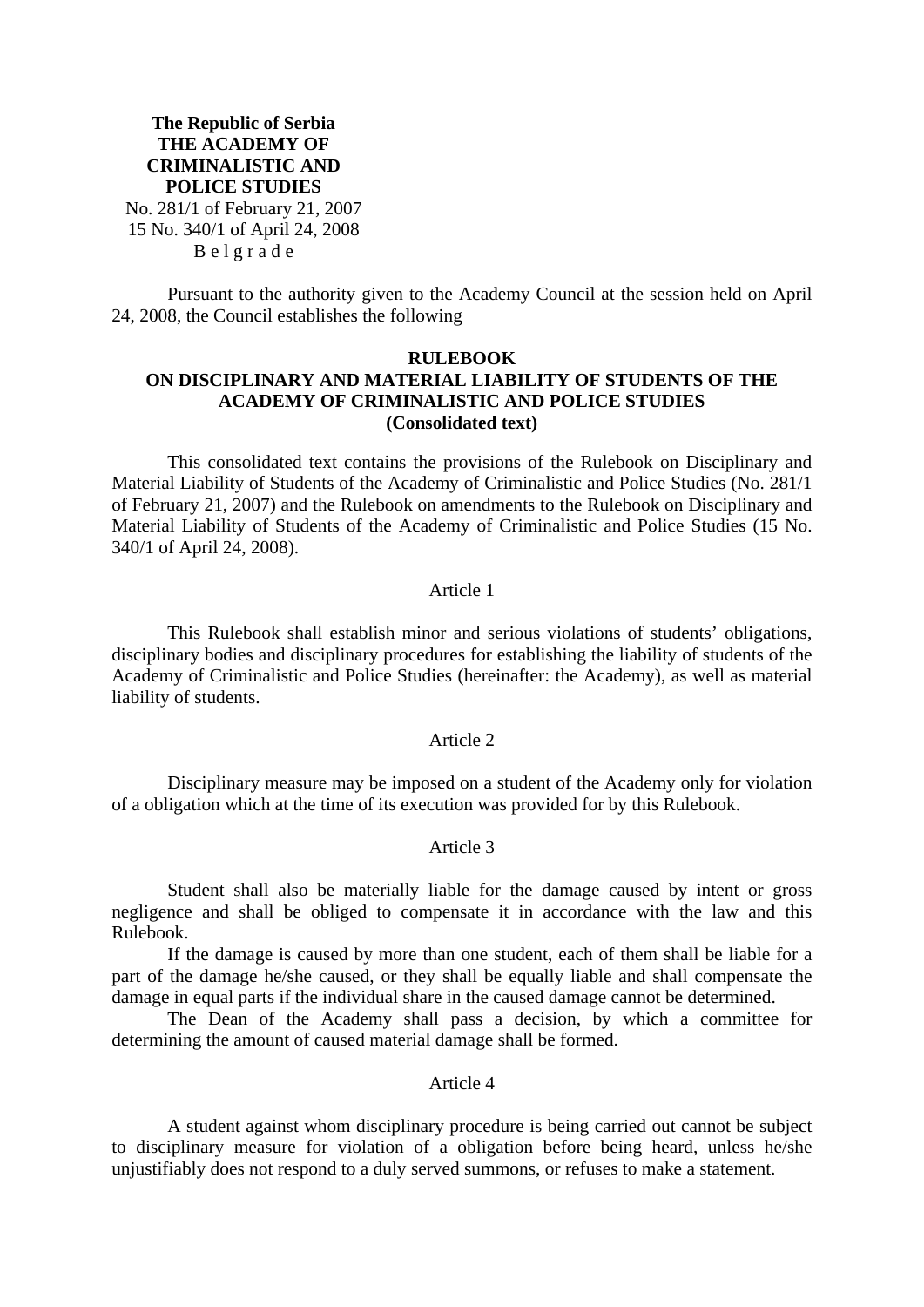**The Republic of Serbia**
**THE ACADEMY OF CRIMINALISTIC AND POLICE STUDIES**
No. 281/1 of February 21, 2007
15 No. 340/1 of April 24, 2008
B e l g r a d e

Pursuant to the authority given to the Academy Council at the session held on April 24, 2008, the Council establishes the following

# RULEBOOK ON DISCIPLINARY AND MATERIAL LIABILITY OF STUDENTS OF THE ACADEMY OF CRIMINALISTIC AND POLICE STUDIES (Consolidated text)

This consolidated text contains the provisions of the Rulebook on Disciplinary and Material Liability of Students of the Academy of Criminalistic and Police Studies (No. 281/1 of February 21, 2007) and the Rulebook on amendments to the Rulebook on Disciplinary and Material Liability of Students of the Academy of Criminalistic and Police Studies (15 No. 340/1 of April 24, 2008).

Article 1

This Rulebook shall establish minor and serious violations of students' obligations, disciplinary bodies and disciplinary procedures for establishing the liability of students of the Academy of Criminalistic and Police Studies (hereinafter: the Academy), as well as material liability of students.

Article 2

Disciplinary measure may be imposed on a student of the Academy only for violation of a obligation which at the time of its execution was provided for by this Rulebook.

Article 3

Student shall also be materially liable for the damage caused by intent or gross negligence and shall be obliged to compensate it in accordance with the law and this Rulebook.

If the damage is caused by more than one student, each of them shall be liable for a part of the damage he/she caused, or they shall be equally liable and shall compensate the damage in equal parts if the individual share in the caused damage cannot be determined.

The Dean of the Academy shall pass a decision, by which a committee for determining the amount of caused material damage shall be formed.

Article 4

A student against whom disciplinary procedure is being carried out cannot be subject to disciplinary measure for violation of a obligation before being heard, unless he/she unjustifiably does not respond to a duly served summons, or refuses to make a statement.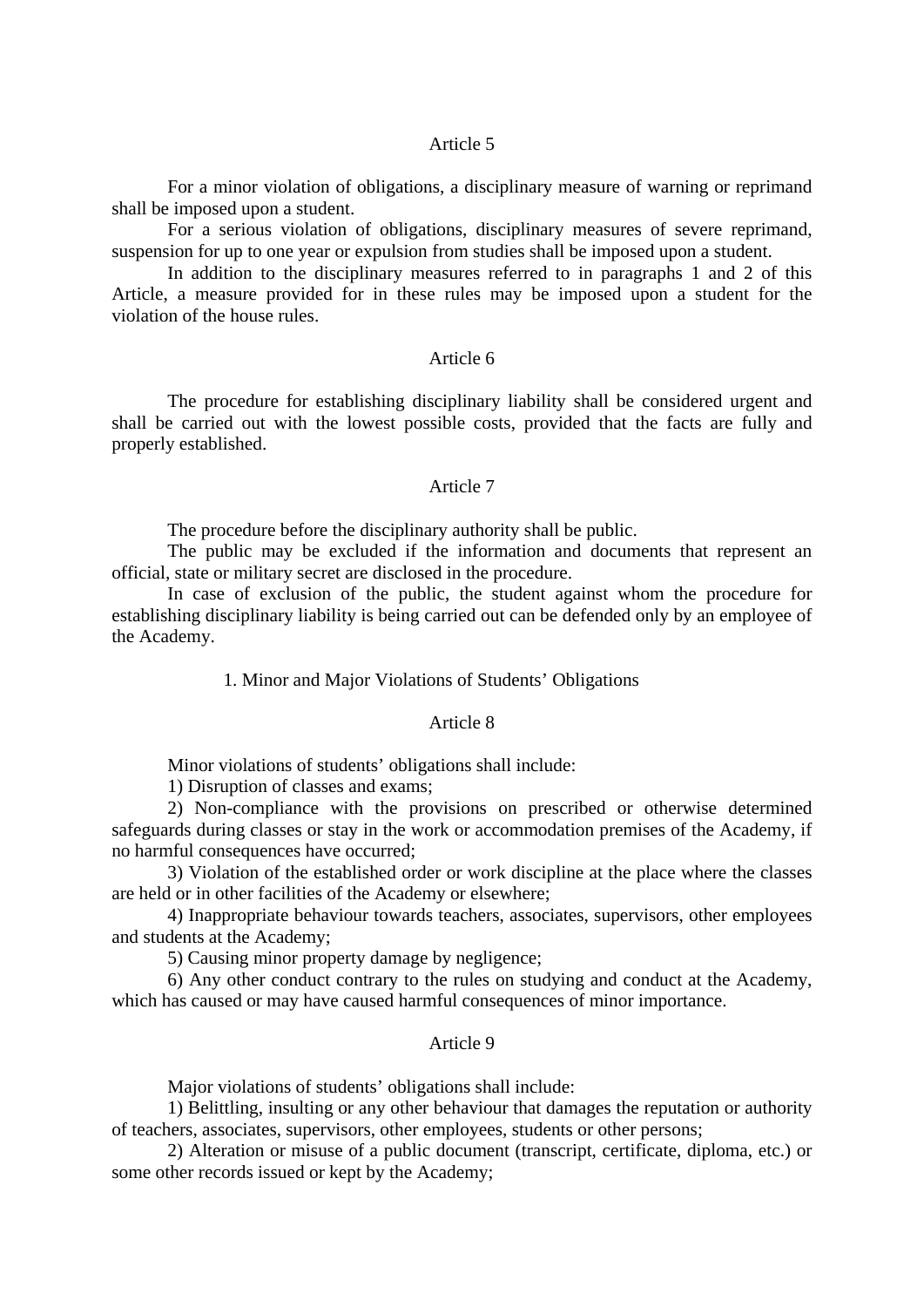### Article 5

For a minor violation of obligations, a disciplinary measure of warning or reprimand shall be imposed upon a student.

For a serious violation of obligations, disciplinary measures of severe reprimand, suspension for up to one year or expulsion from studies shall be imposed upon a student.

In addition to the disciplinary measures referred to in paragraphs 1 and 2 of this Article, a measure provided for in these rules may be imposed upon a student for the violation of the house rules.

### Article 6

The procedure for establishing disciplinary liability shall be considered urgent and shall be carried out with the lowest possible costs, provided that the facts are fully and properly established.

### Article 7

The procedure before the disciplinary authority shall be public.

The public may be excluded if the information and documents that represent an official, state or military secret are disclosed in the procedure.

In case of exclusion of the public, the student against whom the procedure for establishing disciplinary liability is being carried out can be defended only by an employee of the Academy.

## 1. Minor and Major Violations of Students' Obligations

### Article 8

Minor violations of students' obligations shall include:

1) Disruption of classes and exams;

2) Non-compliance with the provisions on prescribed or otherwise determined safeguards during classes or stay in the work or accommodation premises of the Academy, if no harmful consequences have occurred;

3) Violation of the established order or work discipline at the place where the classes are held or in other facilities of the Academy or elsewhere;

4) Inappropriate behaviour towards teachers, associates, supervisors, other employees and students at the Academy;

5) Causing minor property damage by negligence;

6) Any other conduct contrary to the rules on studying and conduct at the Academy, which has caused or may have caused harmful consequences of minor importance.

### Article 9

Major violations of students' obligations shall include:

1) Belittling, insulting or any other behaviour that damages the reputation or authority of teachers, associates, supervisors, other employees, students or other persons;

2) Alteration or misuse of a public document (transcript, certificate, diploma, etc.) or some other records issued or kept by the Academy;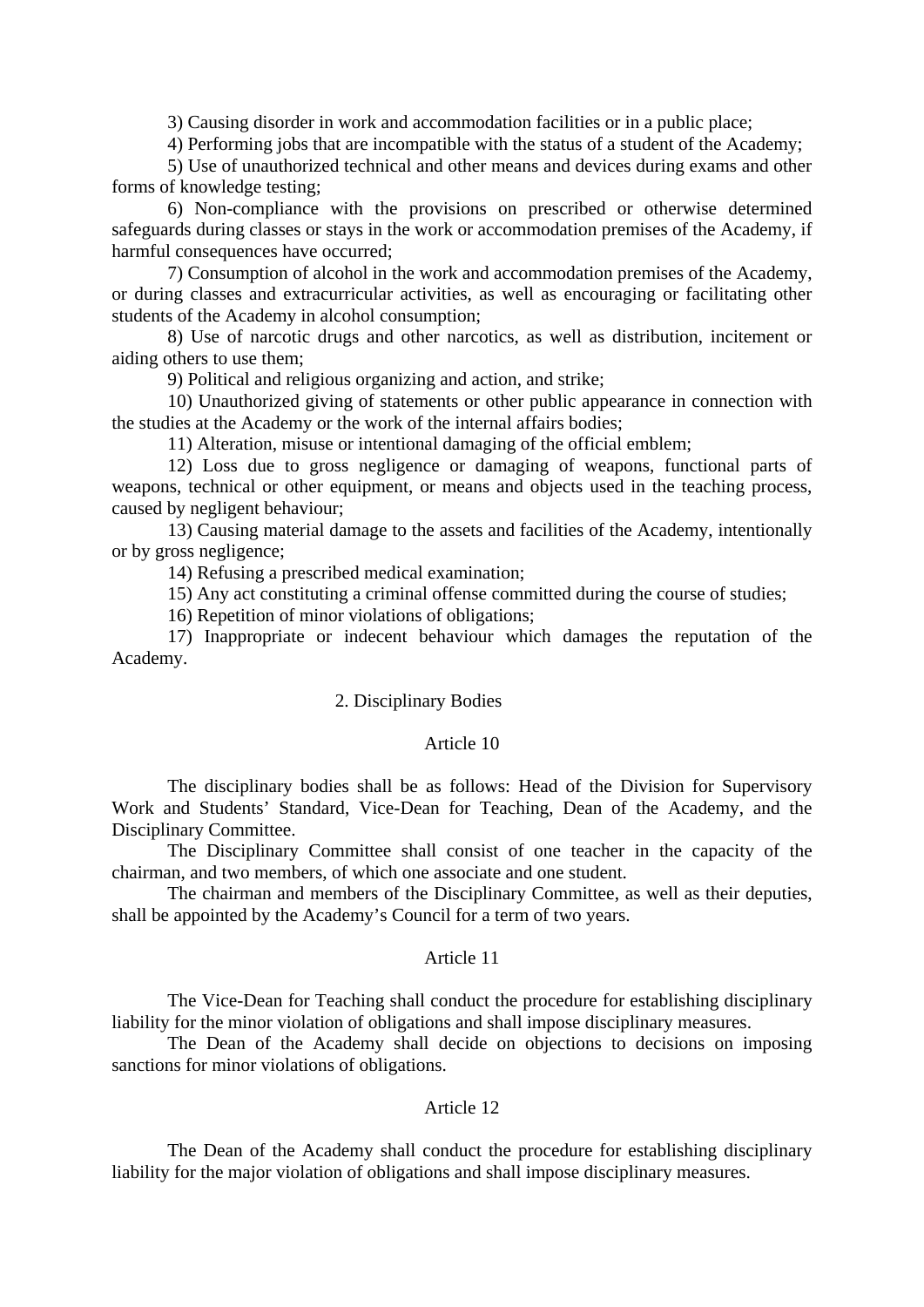3) Causing disorder in work and accommodation facilities or in a public place;

4) Performing jobs that are incompatible with the status of a student of the Academy;

5) Use of unauthorized technical and other means and devices during exams and other forms of knowledge testing;

6) Non-compliance with the provisions on prescribed or otherwise determined safeguards during classes or stays in the work or accommodation premises of the Academy, if harmful consequences have occurred;

7) Consumption of alcohol in the work and accommodation premises of the Academy, or during classes and extracurricular activities, as well as encouraging or facilitating other students of the Academy in alcohol consumption;

8) Use of narcotic drugs and other narcotics, as well as distribution, incitement or aiding others to use them;

9) Political and religious organizing and action, and strike;

10) Unauthorized giving of statements or other public appearance in connection with the studies at the Academy or the work of the internal affairs bodies;

11) Alteration, misuse or intentional damaging of the official emblem;

12) Loss due to gross negligence or damaging of weapons, functional parts of weapons, technical or other equipment, or means and objects used in the teaching process, caused by negligent behaviour;

13) Causing material damage to the assets and facilities of the Academy, intentionally or by gross negligence;

14) Refusing a prescribed medical examination;

15) Any act constituting a criminal offense committed during the course of studies;

16) Repetition of minor violations of obligations;

17) Inappropriate or indecent behaviour which damages the reputation of the Academy.

## 2. Disciplinary Bodies

### Article 10

The disciplinary bodies shall be as follows: Head of the Division for Supervisory Work and Students' Standard, Vice-Dean for Teaching, Dean of the Academy, and the Disciplinary Committee.

The Disciplinary Committee shall consist of one teacher in the capacity of the chairman, and two members, of which one associate and one student.

The chairman and members of the Disciplinary Committee, as well as their deputies, shall be appointed by the Academy's Council for a term of two years.

### Article 11

The Vice-Dean for Teaching shall conduct the procedure for establishing disciplinary liability for the minor violation of obligations and shall impose disciplinary measures.

The Dean of the Academy shall decide on objections to decisions on imposing sanctions for minor violations of obligations.

### Article 12

The Dean of the Academy shall conduct the procedure for establishing disciplinary liability for the major violation of obligations and shall impose disciplinary measures.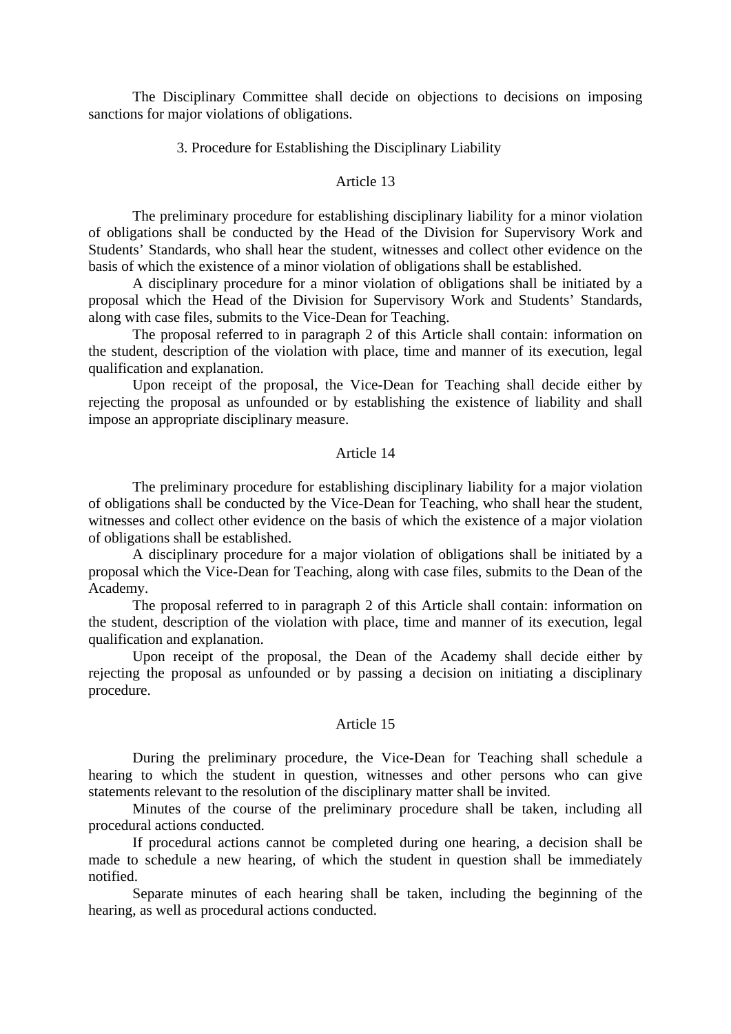The Disciplinary Committee shall decide on objections to decisions on imposing sanctions for major violations of obligations.

### 3. Procedure for Establishing the Disciplinary Liability

#### Article 13

The preliminary procedure for establishing disciplinary liability for a minor violation of obligations shall be conducted by the Head of the Division for Supervisory Work and Students' Standards, who shall hear the student, witnesses and collect other evidence on the basis of which the existence of a minor violation of obligations shall be established.

A disciplinary procedure for a minor violation of obligations shall be initiated by a proposal which the Head of the Division for Supervisory Work and Students' Standards, along with case files, submits to the Vice-Dean for Teaching.

The proposal referred to in paragraph 2 of this Article shall contain: information on the student, description of the violation with place, time and manner of its execution, legal qualification and explanation.

Upon receipt of the proposal, the Vice-Dean for Teaching shall decide either by rejecting the proposal as unfounded or by establishing the existence of liability and shall impose an appropriate disciplinary measure.

#### Article 14

The preliminary procedure for establishing disciplinary liability for a major violation of obligations shall be conducted by the Vice-Dean for Teaching, who shall hear the student, witnesses and collect other evidence on the basis of which the existence of a major violation of obligations shall be established.

A disciplinary procedure for a major violation of obligations shall be initiated by a proposal which the Vice-Dean for Teaching, along with case files, submits to the Dean of the Academy.

The proposal referred to in paragraph 2 of this Article shall contain: information on the student, description of the violation with place, time and manner of its execution, legal qualification and explanation.

Upon receipt of the proposal, the Dean of the Academy shall decide either by rejecting the proposal as unfounded or by passing a decision on initiating a disciplinary procedure.

#### Article 15

During the preliminary procedure, the Vice-Dean for Teaching shall schedule a hearing to which the student in question, witnesses and other persons who can give statements relevant to the resolution of the disciplinary matter shall be invited.

Minutes of the course of the preliminary procedure shall be taken, including all procedural actions conducted.

If procedural actions cannot be completed during one hearing, a decision shall be made to schedule a new hearing, of which the student in question shall be immediately notified.

Separate minutes of each hearing shall be taken, including the beginning of the hearing, as well as procedural actions conducted.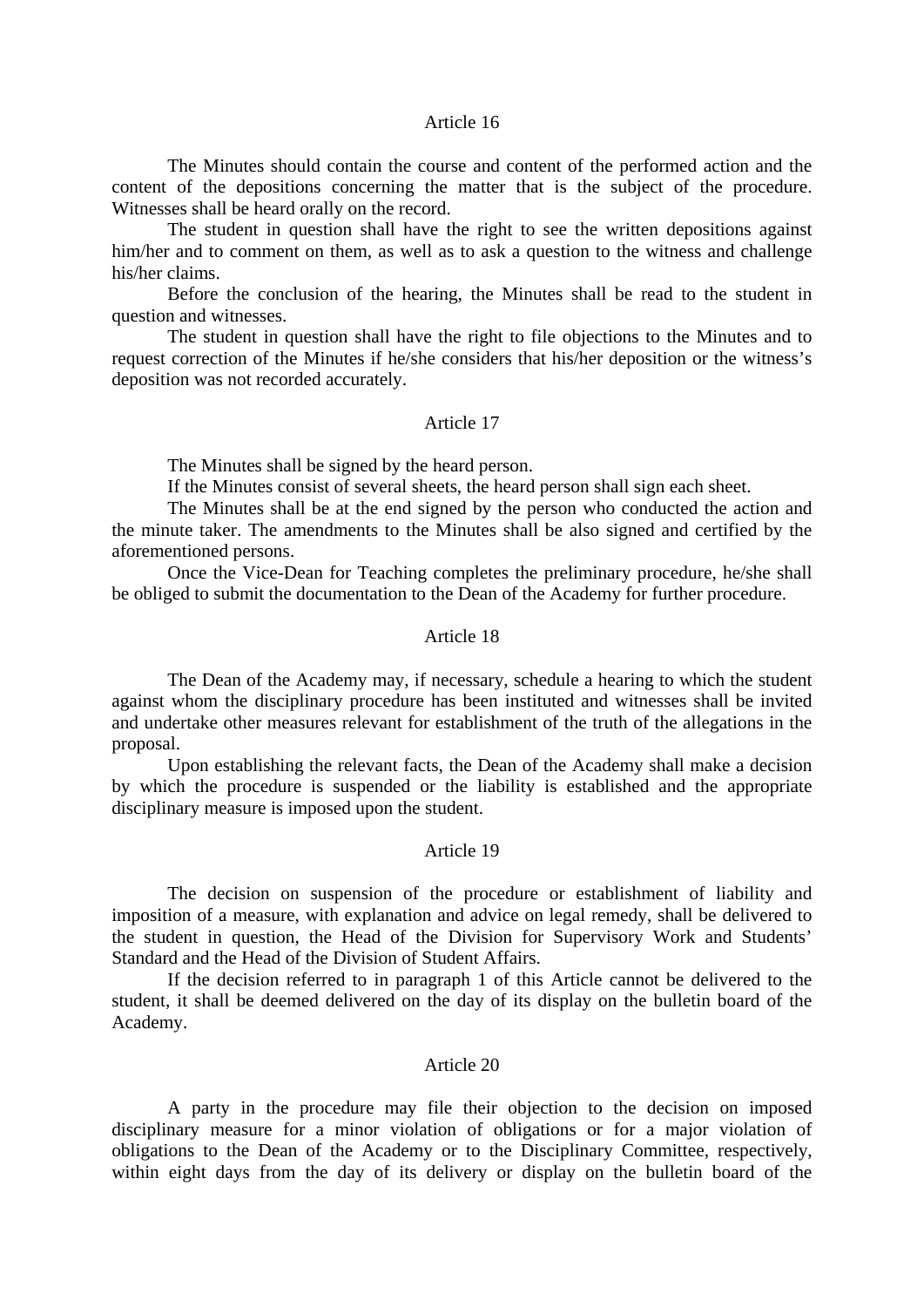## Article 16

The Minutes should contain the course and content of the performed action and the content of the depositions concerning the matter that is the subject of the procedure. Witnesses shall be heard orally on the record.

The student in question shall have the right to see the written depositions against him/her and to comment on them, as well as to ask a question to the witness and challenge his/her claims.

Before the conclusion of the hearing, the Minutes shall be read to the student in question and witnesses.

The student in question shall have the right to file objections to the Minutes and to request correction of the Minutes if he/she considers that his/her deposition or the witness's deposition was not recorded accurately.

## Article 17

The Minutes shall be signed by the heard person.

If the Minutes consist of several sheets, the heard person shall sign each sheet.

The Minutes shall be at the end signed by the person who conducted the action and the minute taker. The amendments to the Minutes shall be also signed and certified by the aforementioned persons.

Once the Vice-Dean for Teaching completes the preliminary procedure, he/she shall be obliged to submit the documentation to the Dean of the Academy for further procedure.

## Article 18

The Dean of the Academy may, if necessary, schedule a hearing to which the student against whom the disciplinary procedure has been instituted and witnesses shall be invited and undertake other measures relevant for establishment of the truth of the allegations in the proposal.

Upon establishing the relevant facts, the Dean of the Academy shall make a decision by which the procedure is suspended or the liability is established and the appropriate disciplinary measure is imposed upon the student.

## Article 19

The decision on suspension of the procedure or establishment of liability and imposition of a measure, with explanation and advice on legal remedy, shall be delivered to the student in question, the Head of the Division for Supervisory Work and Students' Standard and the Head of the Division of Student Affairs.

If the decision referred to in paragraph 1 of this Article cannot be delivered to the student, it shall be deemed delivered on the day of its display on the bulletin board of the Academy.

## Article 20

A party in the procedure may file their objection to the decision on imposed disciplinary measure for a minor violation of obligations or for a major violation of obligations to the Dean of the Academy or to the Disciplinary Committee, respectively, within eight days from the day of its delivery or display on the bulletin board of the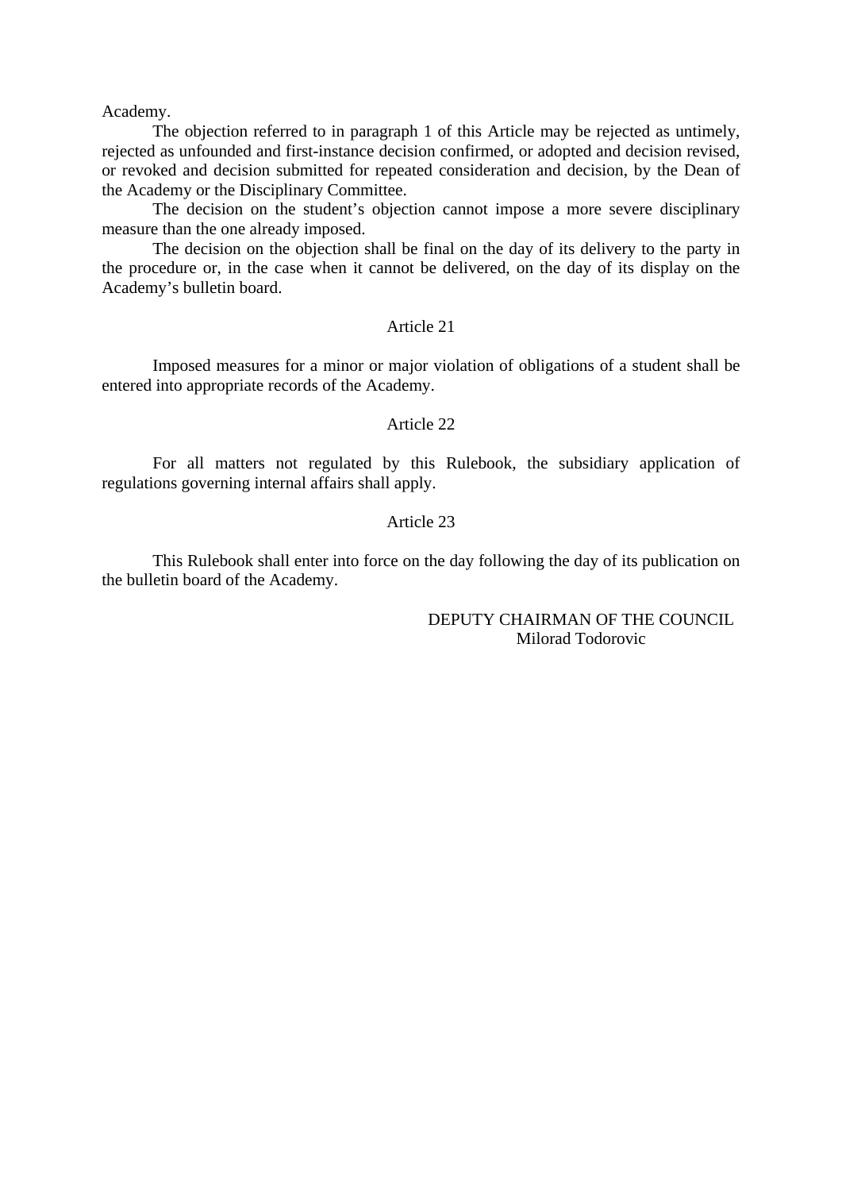Academy.

The objection referred to in paragraph 1 of this Article may be rejected as untimely, rejected as unfounded and first-instance decision confirmed, or adopted and decision revised, or revoked and decision submitted for repeated consideration and decision, by the Dean of the Academy or the Disciplinary Committee.

The decision on the student's objection cannot impose a more severe disciplinary measure than the one already imposed.

The decision on the objection shall be final on the day of its delivery to the party in the procedure or, in the case when it cannot be delivered, on the day of its display on the Academy's bulletin board.

Article 21

Imposed measures for a minor or major violation of obligations of a student shall be entered into appropriate records of the Academy.

Article 22

For all matters not regulated by this Rulebook, the subsidiary application of regulations governing internal affairs shall apply.

Article 23

This Rulebook shall enter into force on the day following the day of its publication on the bulletin board of the Academy.

DEPUTY CHAIRMAN OF THE COUNCIL
Milorad Todorovic